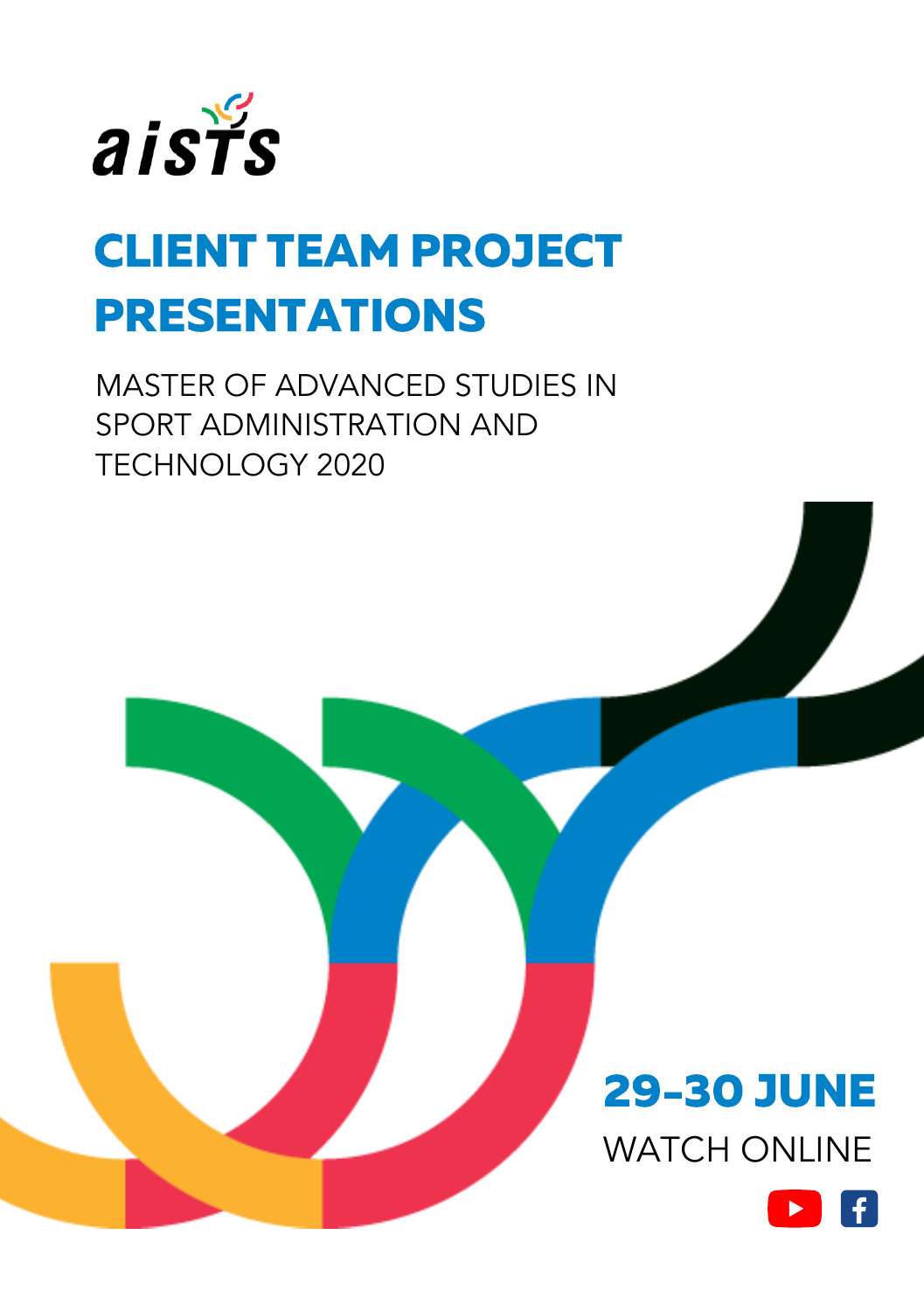aisTs

# CLIENT TEAM PROJECT PRESENTATIONS

MASTER OF ADVANCED STUDIES IN SPORT ADMINISTRATION AND TECHNOLOGY 2020

**29-30 JUNE**

WATCH ONLINE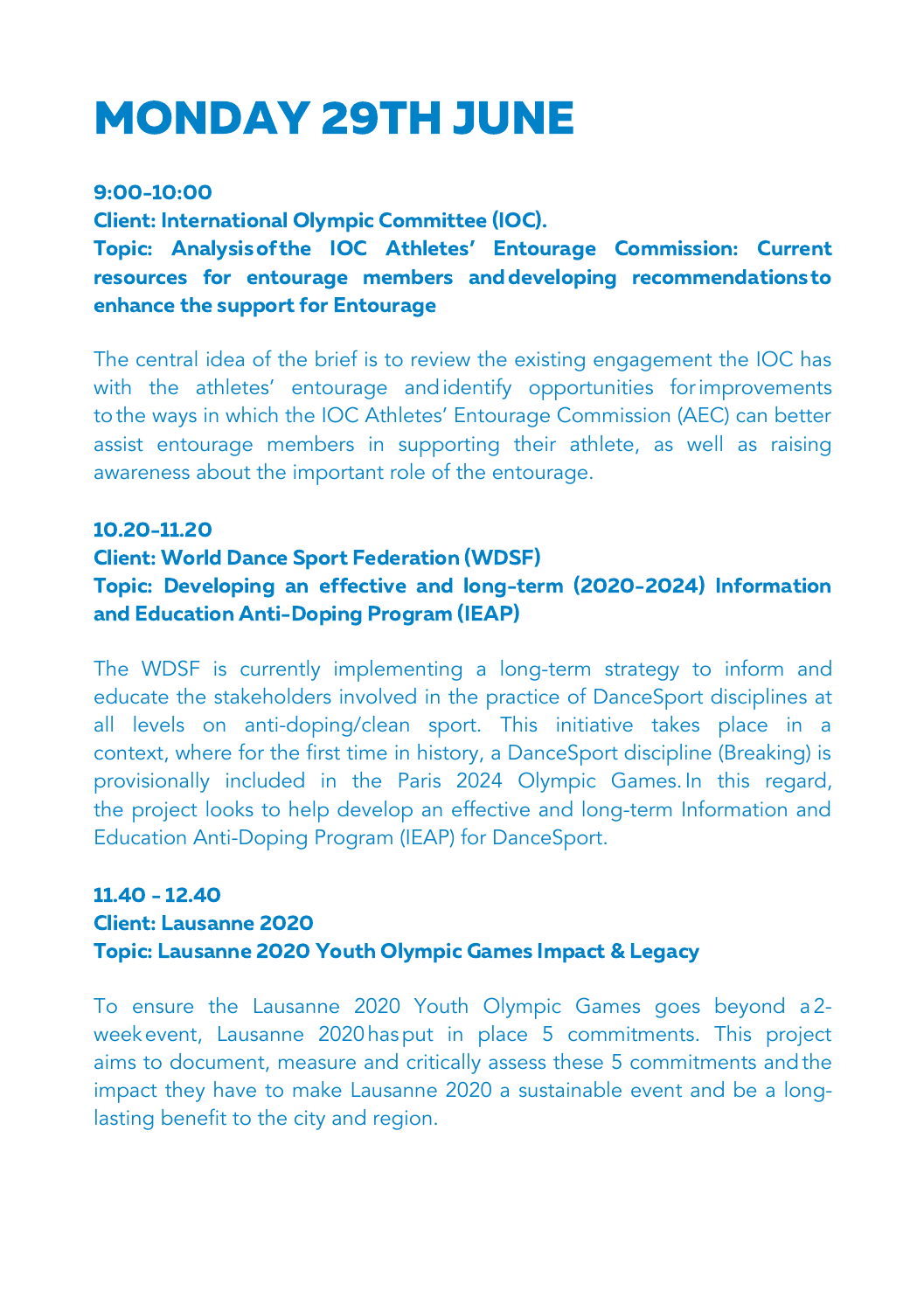# MONDAY 29TH JUNE

**9:00-10:00**
**Client: International Olympic Committee (IOC).**
**Topic: Analysis of the IOC Athletes' Entourage Commission: Current resources for entourage members and developing recommendations to enhance the support for Entourage**

The central idea of the brief is to review the existing engagement the IOC has with the athletes' entourage and identify opportunities for improvements to the ways in which the IOC Athletes' Entourage Commission (AEC) can better assist entourage members in supporting their athlete, as well as raising awareness about the important role of the entourage.

**10.20-11.20**
**Client: World Dance Sport Federation (WDSF)**
**Topic: Developing an effective and long-term (2020-2024) Information and Education Anti-Doping Program (IEAP)**

The WDSF is currently implementing a long-term strategy to inform and educate the stakeholders involved in the practice of DanceSport disciplines at all levels on anti-doping/clean sport. This initiative takes place in a context, where for the first time in history, a DanceSport discipline (Breaking) is provisionally included in the Paris 2024 Olympic Games. In this regard, the project looks to help develop an effective and long-term Information and Education Anti-Doping Program (IEAP) for DanceSport.

**11.40 - 12.40**
**Client: Lausanne 2020**
**Topic: Lausanne 2020 Youth Olympic Games Impact & Legacy**

To ensure the Lausanne 2020 Youth Olympic Games goes beyond a 2-week event, Lausanne 2020 has put in place 5 commitments. This project aims to document, measure and critically assess these 5 commitments and the impact they have to make Lausanne 2020 a sustainable event and be a long-lasting benefit to the city and region.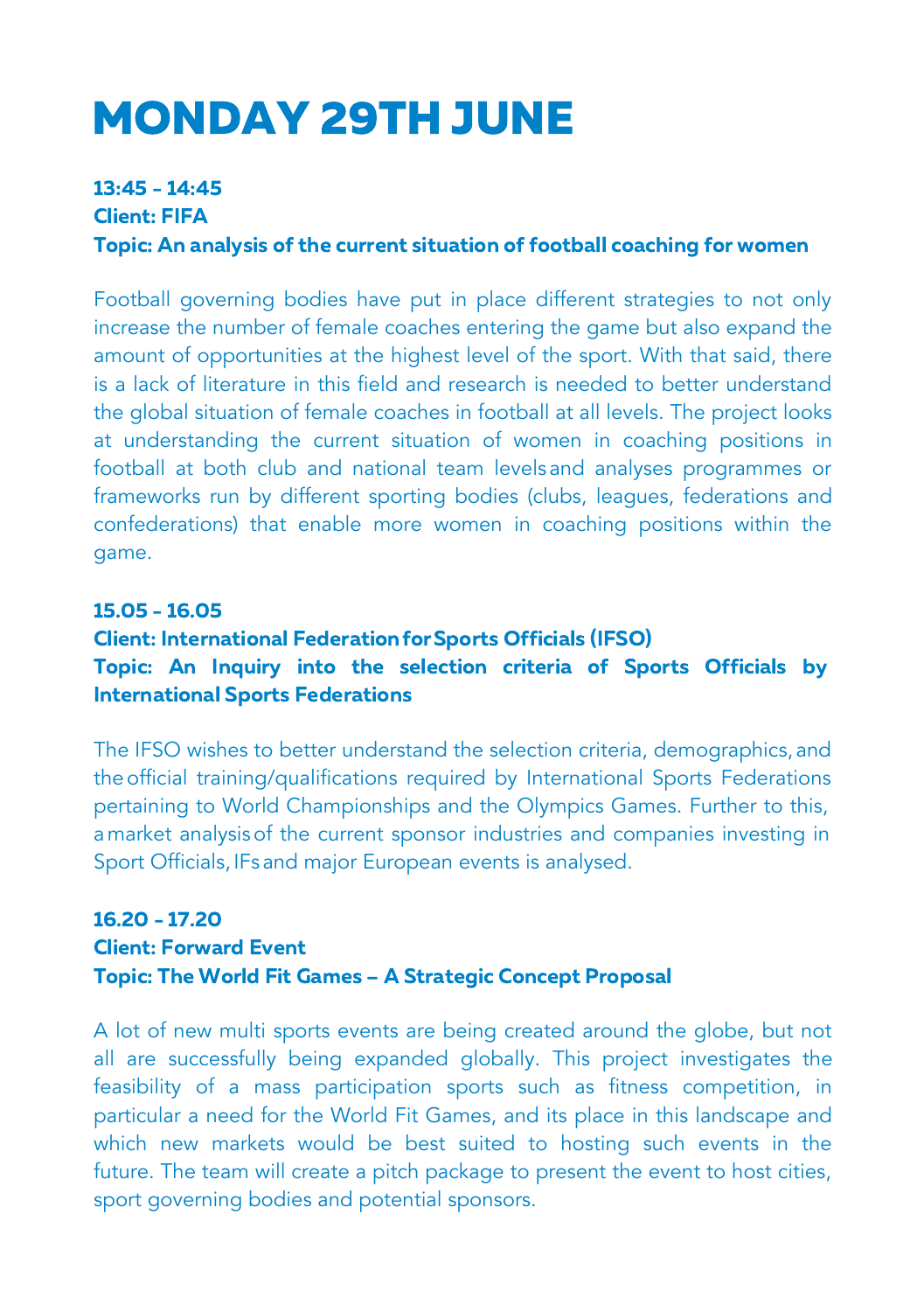# MONDAY 29TH JUNE

**13:45 - 14:45**
**Client: FIFA**
**Topic: An analysis of the current situation of football coaching for women**

Football governing bodies have put in place different strategies to not only increase the number of female coaches entering the game but also expand the amount of opportunities at the highest level of the sport. With that said, there is a lack of literature in this field and research is needed to better understand the global situation of female coaches in football at all levels. The project looks at understanding the current situation of women in coaching positions in football at both club and national team levels and analyses programmes or frameworks run by different sporting bodies (clubs, leagues, federations and confederations) that enable more women in coaching positions within the game.

**15.05 - 16.05**
**Client: International Federation for Sports Officials (IFSO)**
**Topic: An Inquiry into the selection criteria of Sports Officials by International Sports Federations**

The IFSO wishes to better understand the selection criteria, demographics, and the official training/qualifications required by International Sports Federations pertaining to World Championships and the Olympics Games. Further to this, a market analysis of the current sponsor industries and companies investing in Sport Officials, IFs and major European events is analysed.

**16.20 - 17.20**
**Client: Forward Event**
**Topic: The World Fit Games – A Strategic Concept Proposal**

A lot of new multi sports events are being created around the globe, but not all are successfully being expanded globally. This project investigates the feasibility of a mass participation sports such as fitness competition, in particular a need for the World Fit Games, and its place in this landscape and which new markets would be best suited to hosting such events in the future. The team will create a pitch package to present the event to host cities, sport governing bodies and potential sponsors.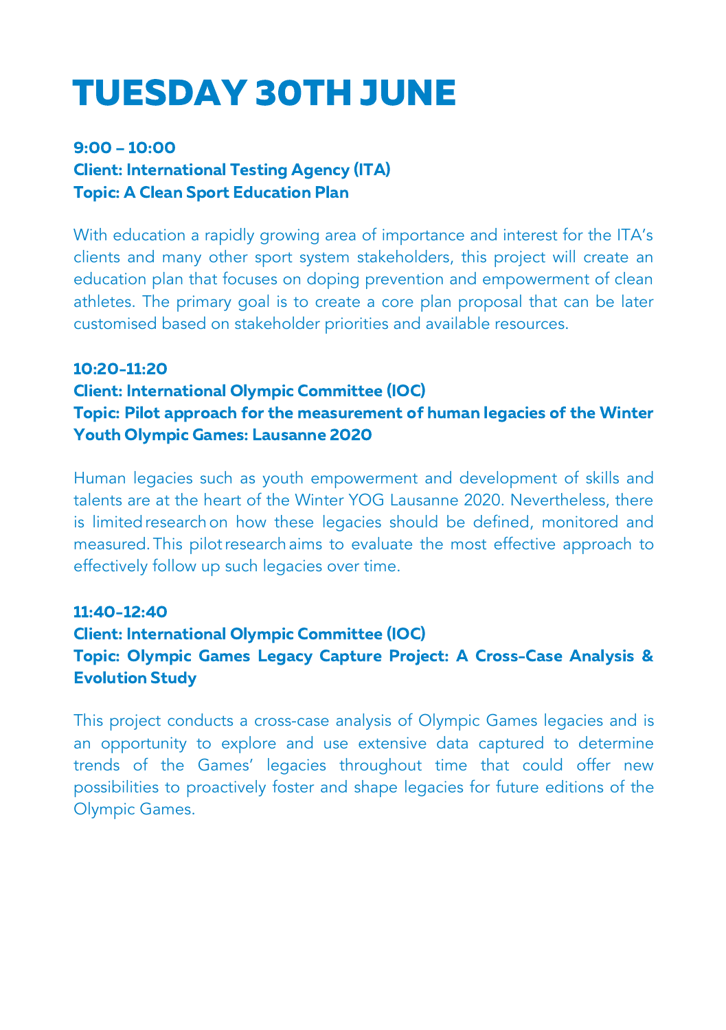# TUESDAY 30TH JUNE

**9:00 – 10:00**
**Client: International Testing Agency (ITA)**
**Topic: A Clean Sport Education Plan**

With education a rapidly growing area of importance and interest for the ITA's clients and many other sport system stakeholders, this project will create an education plan that focuses on doping prevention and empowerment of clean athletes. The primary goal is to create a core plan proposal that can be later customised based on stakeholder priorities and available resources.

**10:20-11:20**
**Client: International Olympic Committee (IOC)**
**Topic: Pilot approach for the measurement of human legacies of the Winter Youth Olympic Games: Lausanne 2020**

Human legacies such as youth empowerment and development of skills and talents are at the heart of the Winter YOG Lausanne 2020. Nevertheless, there is limited research on how these legacies should be defined, monitored and measured. This pilot research aims to evaluate the most effective approach to effectively follow up such legacies over time.

**11:40-12:40**
**Client: International Olympic Committee (IOC)**
**Topic: Olympic Games Legacy Capture Project: A Cross-Case Analysis & Evolution Study**

This project conducts a cross-case analysis of Olympic Games legacies and is an opportunity to explore and use extensive data captured to determine trends of the Games' legacies throughout time that could offer new possibilities to proactively foster and shape legacies for future editions of the Olympic Games.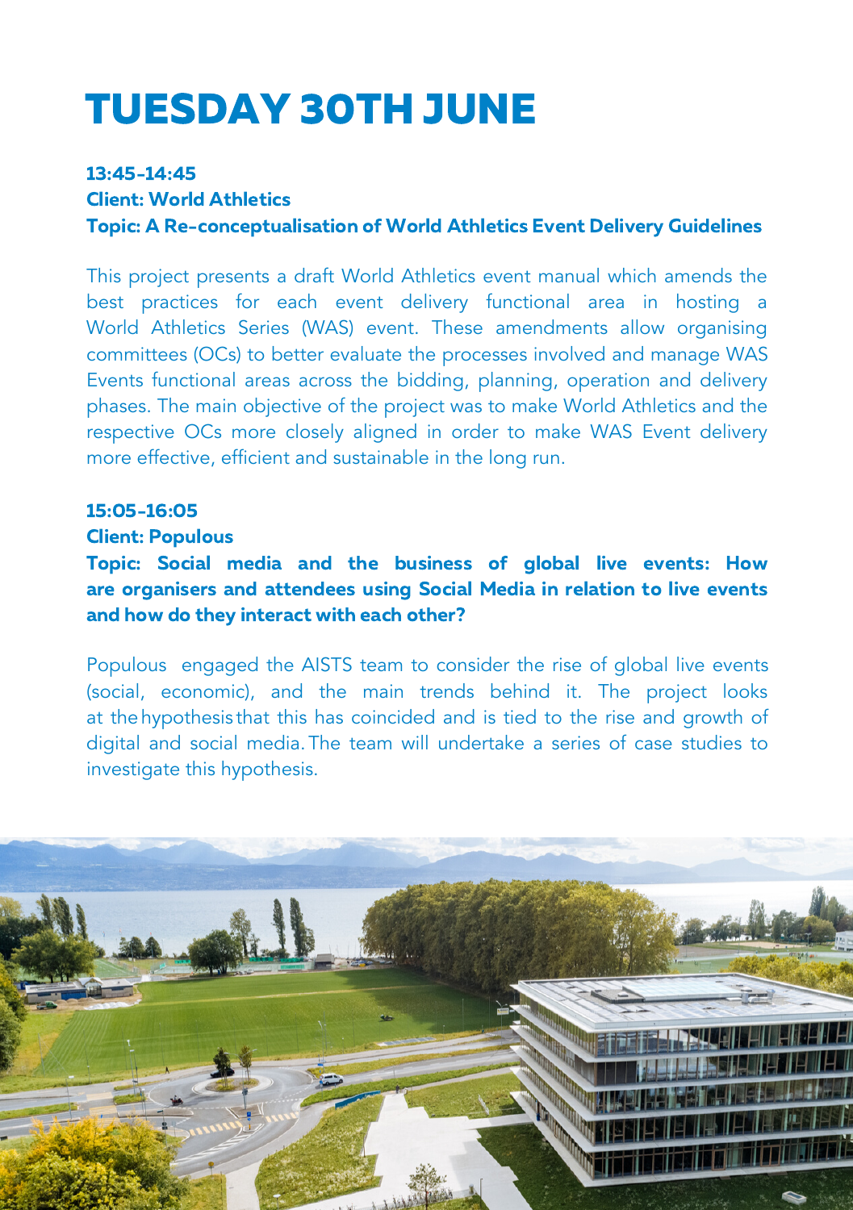# TUESDAY 30TH JUNE

**13:45-14:45**
**Client: World Athletics**
**Topic: A Re-conceptualisation of World Athletics Event Delivery Guidelines**

This project presents a draft World Athletics event manual which amends the best practices for each event delivery functional area in hosting a World Athletics Series (WAS) event. These amendments allow organising committees (OCs) to better evaluate the processes involved and manage WAS Events functional areas across the bidding, planning, operation and delivery phases. The main objective of the project was to make World Athletics and the respective OCs more closely aligned in order to make WAS Event delivery more effective, efficient and sustainable in the long run.

**15:05-16:05**
**Client: Populous**
**Topic: Social media and the business of global live events: How are organisers and attendees using Social Media in relation to live events and how do they interact with each other?**

Populous engaged the AISTS team to consider the rise of global live events (social, economic), and the main trends behind it. The project looks at the hypothesis that this has coincided and is tied to the rise and growth of digital and social media. The team will undertake a series of case studies to investigate this hypothesis.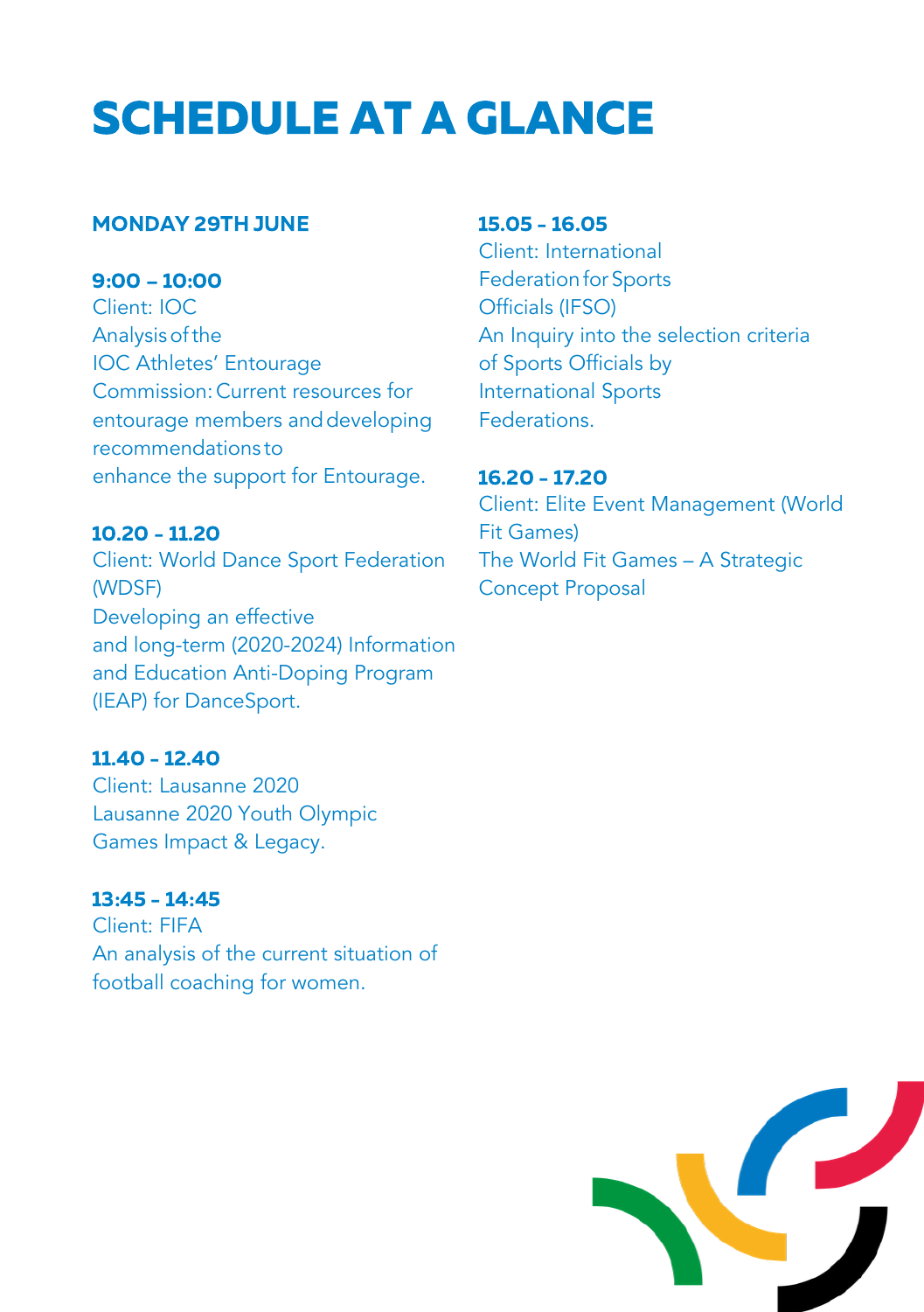# SCHEDULE AT A GLANCE

### MONDAY 29TH JUNE

**9:00 – 10:00**
Client: IOC
Analysis of the IOC Athletes' Entourage Commission: Current resources for entourage members and developing recommendations to enhance the support for Entourage.

**10.20 - 11.20**
Client: World Dance Sport Federation (WDSF)
Developing an effective and long-term (2020-2024) Information and Education Anti-Doping Program (IEAP) for DanceSport.

**11.40 - 12.40**
Client: Lausanne 2020
Lausanne 2020 Youth Olympic Games Impact & Legacy.

**13:45 - 14:45**
Client: FIFA
An analysis of the current situation of football coaching for women.

**15.05 - 16.05**
Client: International Federation for Sports Officials (IFSO)
An Inquiry into the selection criteria of Sports Officials by International Sports Federations.

**16.20 - 17.20**
Client: Elite Event Management (World Fit Games)
The World Fit Games – A Strategic Concept Proposal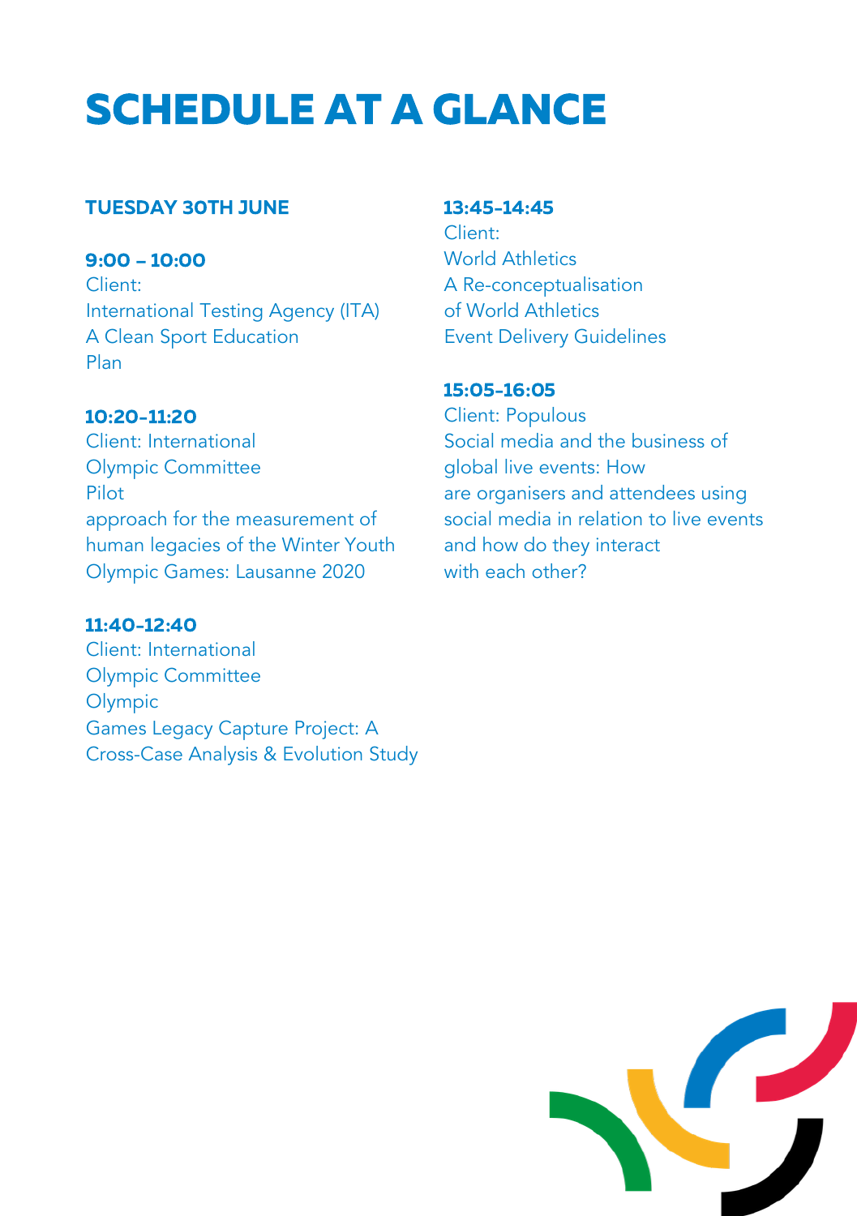# SCHEDULE AT A GLANCE

**TUESDAY 30TH JUNE**

**9:00 – 10:00**
Client:
International Testing Agency (ITA)
A Clean Sport Education Plan

**10:20-11:20**
Client: International Olympic Committee
Pilot approach for the measurement of human legacies of the Winter Youth Olympic Games: Lausanne 2020

**11:40-12:40**
Client: International Olympic Committee
Olympic Games Legacy Capture Project: A Cross-Case Analysis & Evolution Study

**13:45-14:45**
Client:
World Athletics
A Re-conceptualisation of World Athletics Event Delivery Guidelines

**15:05-16:05**
Client: Populous
Social media and the business of global live events: How are organisers and attendees using social media in relation to live events and how do they interact with each other?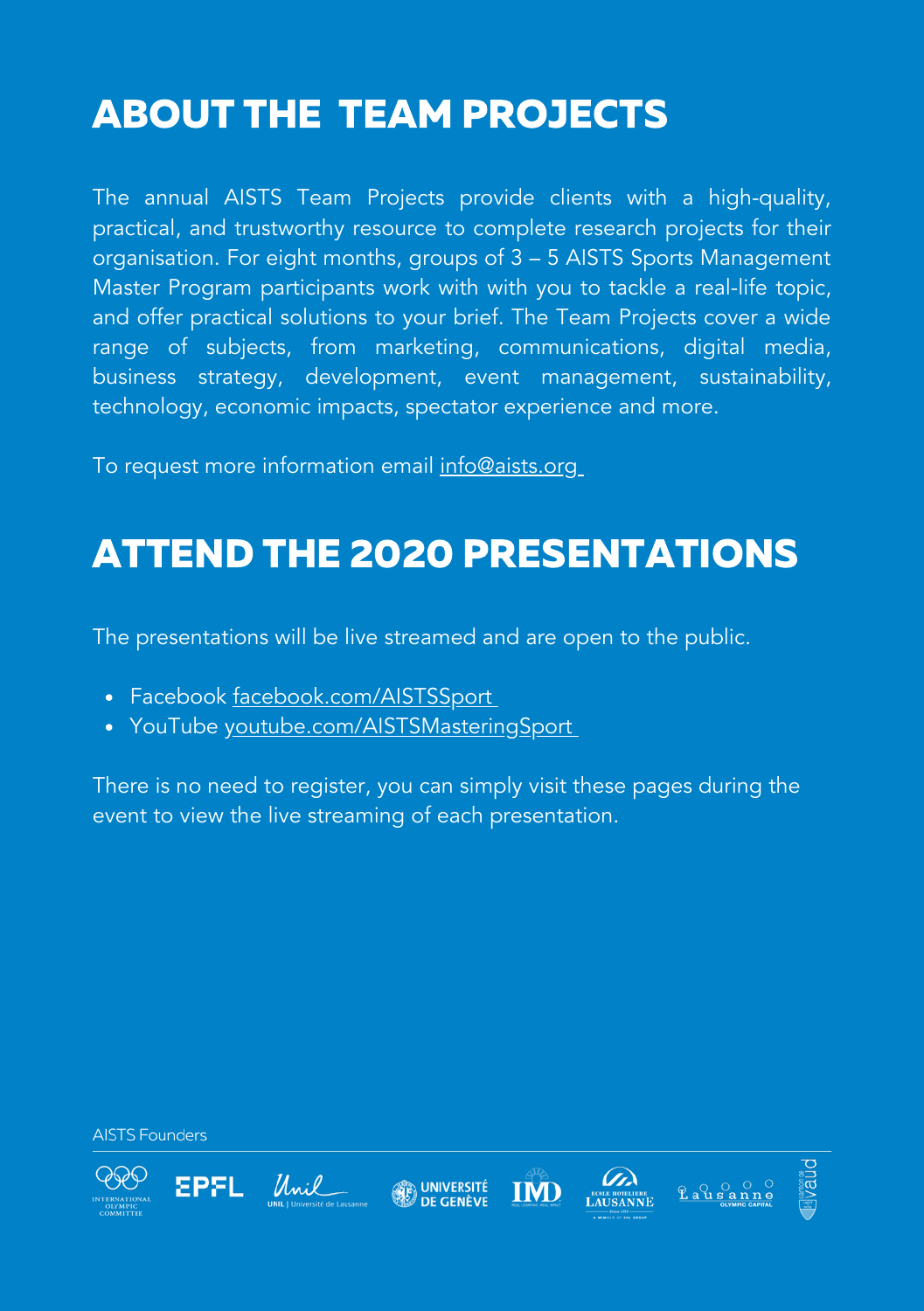# ABOUT THE TEAM PROJECTS

The annual AISTS Team Projects provide clients with a high-quality, practical, and trustworthy resource to complete research projects for their organisation. For eight months, groups of 3 – 5 AISTS Sports Management Master Program participants work with with you to tackle a real-life topic, and offer practical solutions to your brief. The Team Projects cover a wide range of subjects, from marketing, communications, digital media, business strategy, development, event management, sustainability, technology, economic impacts, spectator experience and more.

To request more information email info@aists.org

# ATTEND THE 2020 PRESENTATIONS

The presentations will be live streamed and are open to the public.

- Facebook facebook.com/AISTSSport
- YouTube youtube.com/AISTSMasteringSport

There is no need to register, you can simply visit these pages during the event to view the live streaming of each presentation.

AISTS Founders

INTERNATIONAL OLYMPIC COMMITTEE | EPFL | UNIL | Université de Lausanne | UNIVERSITÉ DE GENÈVE | IMD | ECOLE HOTELIERE LAUSANNE | Lausanne OLYMPIC CAPITAL | canton de vaud